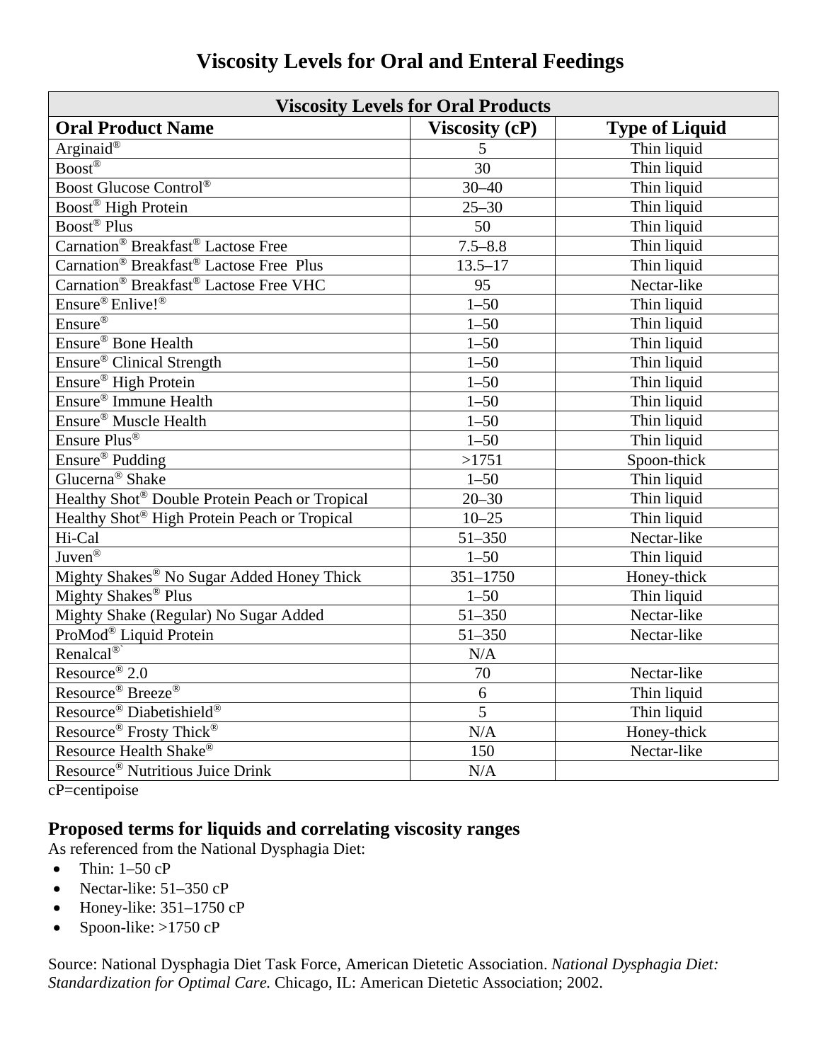# Viscosity Levels for Oral and Enteral Feedings

| Viscosity Levels for Oral Products | | |
|---|---|---|
| **Oral Product Name** | **Viscosity (cP)** | **Type of Liquid** |
| Arginaid® | 5 | Thin liquid |
| Boost® | 30 | Thin liquid |
| Boost Glucose Control® | 30–40 | Thin liquid |
| Boost® High Protein | 25–30 | Thin liquid |
| Boost® Plus | 50 | Thin liquid |
| Carnation® Breakfast® Lactose Free | 7.5–8.8 | Thin liquid |
| Carnation® Breakfast® Lactose Free Plus | 13.5–17 | Thin liquid |
| Carnation® Breakfast® Lactose Free VHC | 95 | Nectar-like |
| Ensure® Enlive!® | 1–50 | Thin liquid |
| Ensure® | 1–50 | Thin liquid |
| Ensure® Bone Health | 1–50 | Thin liquid |
| Ensure® Clinical Strength | 1–50 | Thin liquid |
| Ensure® High Protein | 1–50 | Thin liquid |
| Ensure® Immune Health | 1–50 | Thin liquid |
| Ensure® Muscle Health | 1–50 | Thin liquid |
| Ensure Plus® | 1–50 | Thin liquid |
| Ensure® Pudding | >1751 | Spoon-thick |
| Glucerna® Shake | 1–50 | Thin liquid |
| Healthy Shot® Double Protein Peach or Tropical | 20–30 | Thin liquid |
| Healthy Shot® High Protein Peach or Tropical | 10–25 | Thin liquid |
| Hi-Cal | 51–350 | Nectar-like |
| Juven® | 1–50 | Thin liquid |
| Mighty Shakes® No Sugar Added Honey Thick | 351–1750 | Honey-thick |
| Mighty Shakes® Plus | 1–50 | Thin liquid |
| Mighty Shake (Regular) No Sugar Added | 51–350 | Nectar-like |
| ProMod® Liquid Protein | 51–350 | Nectar-like |
| Renalcal®` | N/A | |
| Resource® 2.0 | 70 | Nectar-like |
| Resource® Breeze® | 6 | Thin liquid |
| Resource® Diabetishield® | 5 | Thin liquid |
| Resource® Frosty Thick® | N/A | Honey-thick |
| Resource Health Shake® | 150 | Nectar-like |
| Resource® Nutritious Juice Drink | N/A | |

cP=centipoise

### Proposed terms for liquids and correlating viscosity ranges

As referenced from the National Dysphagia Diet:

- Thin: 1–50 cP
- Nectar-like: 51–350 cP
- Honey-like: 351–1750 cP
- Spoon-like: >1750 cP

Source: National Dysphagia Diet Task Force, American Dietetic Association. *National Dysphagia Diet: Standardization for Optimal Care.* Chicago, IL: American Dietetic Association; 2002.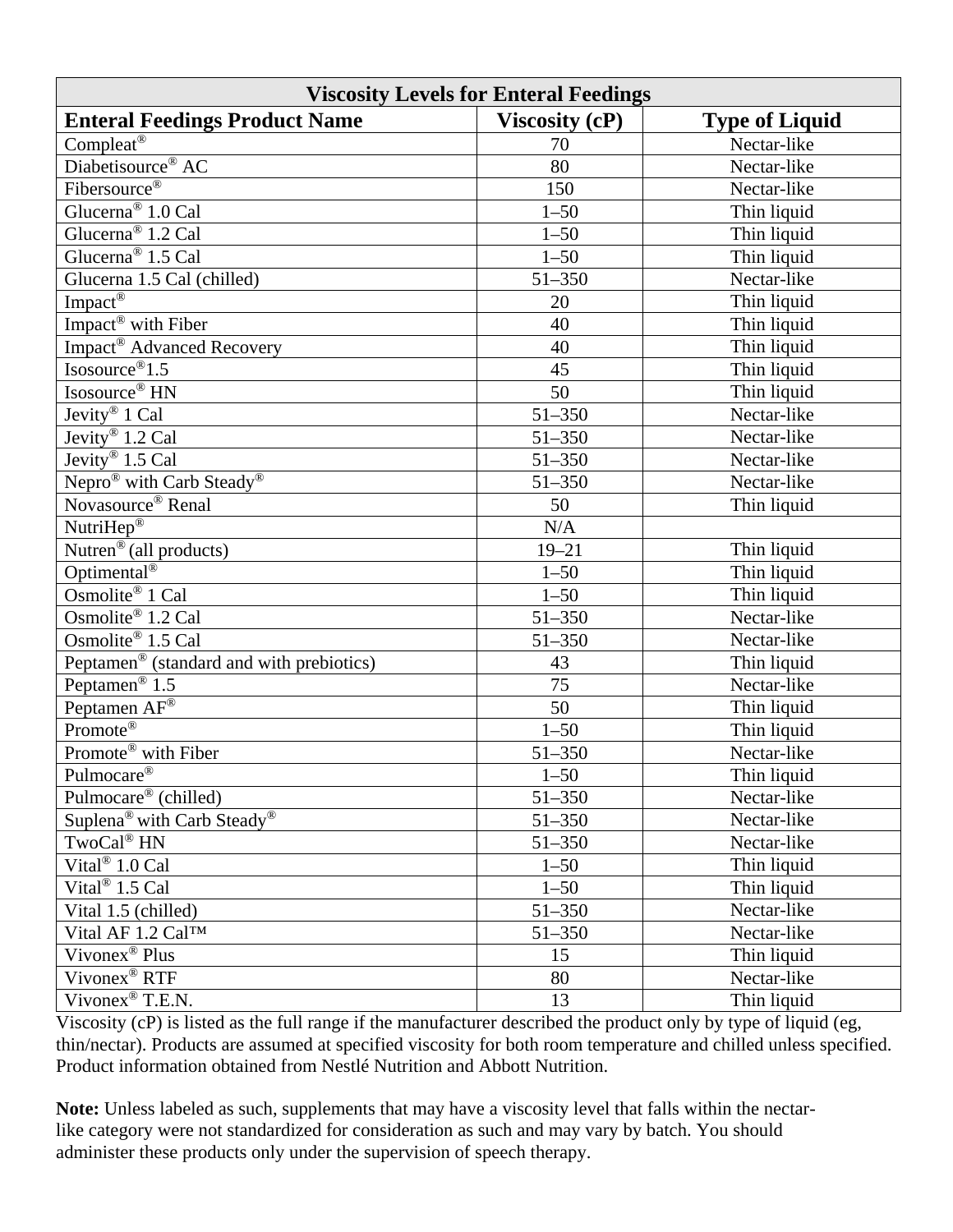| Viscosity Levels for Enteral Feedings | | |
|---|---|---|
| **Enteral Feedings Product Name** | **Viscosity (cP)** | **Type of Liquid** |
| Compleat® | 70 | Nectar-like |
| Diabetisource® AC | 80 | Nectar-like |
| Fibersource® | 150 | Nectar-like |
| Glucerna® 1.0 Cal | 1–50 | Thin liquid |
| Glucerna® 1.2 Cal | 1–50 | Thin liquid |
| Glucerna® 1.5 Cal | 1–50 | Thin liquid |
| Glucerna 1.5 Cal (chilled) | 51–350 | Nectar-like |
| Impact® | 20 | Thin liquid |
| Impact® with Fiber | 40 | Thin liquid |
| Impact® Advanced Recovery | 40 | Thin liquid |
| Isosource®1.5 | 45 | Thin liquid |
| Isosource® HN | 50 | Thin liquid |
| Jevity® 1 Cal | 51–350 | Nectar-like |
| Jevity® 1.2 Cal | 51–350 | Nectar-like |
| Jevity® 1.5 Cal | 51–350 | Nectar-like |
| Nepro® with Carb Steady® | 51–350 | Nectar-like |
| Novasource® Renal | 50 | Thin liquid |
| NutriHep® | N/A | |
| Nutren® (all products) | 19–21 | Thin liquid |
| Optimental® | 1–50 | Thin liquid |
| Osmolite® 1 Cal | 1–50 | Thin liquid |
| Osmolite® 1.2 Cal | 51–350 | Nectar-like |
| Osmolite® 1.5 Cal | 51–350 | Nectar-like |
| Peptamen® (standard and with prebiotics) | 43 | Thin liquid |
| Peptamen® 1.5 | 75 | Nectar-like |
| Peptamen AF® | 50 | Thin liquid |
| Promote® | 1–50 | Thin liquid |
| Promote® with Fiber | 51–350 | Nectar-like |
| Pulmocare® | 1–50 | Thin liquid |
| Pulmocare® (chilled) | 51–350 | Nectar-like |
| Suplena® with Carb Steady® | 51–350 | Nectar-like |
| TwoCal® HN | 51–350 | Nectar-like |
| Vital® 1.0 Cal | 1–50 | Thin liquid |
| Vital® 1.5 Cal | 1–50 | Thin liquid |
| Vital 1.5 (chilled) | 51–350 | Nectar-like |
| Vital AF 1.2 Cal™ | 51–350 | Nectar-like |
| Vivonex® Plus | 15 | Thin liquid |
| Vivonex® RTF | 80 | Nectar-like |
| Vivonex® T.E.N. | 13 | Thin liquid |

Viscosity (cP) is listed as the full range if the manufacturer described the product only by type of liquid (eg, thin/nectar). Products are assumed at specified viscosity for both room temperature and chilled unless specified. Product information obtained from Nestlé Nutrition and Abbott Nutrition.

**Note:** Unless labeled as such, supplements that may have a viscosity level that falls within the nectar-like category were not standardized for consideration as such and may vary by batch. You should administer these products only under the supervision of speech therapy.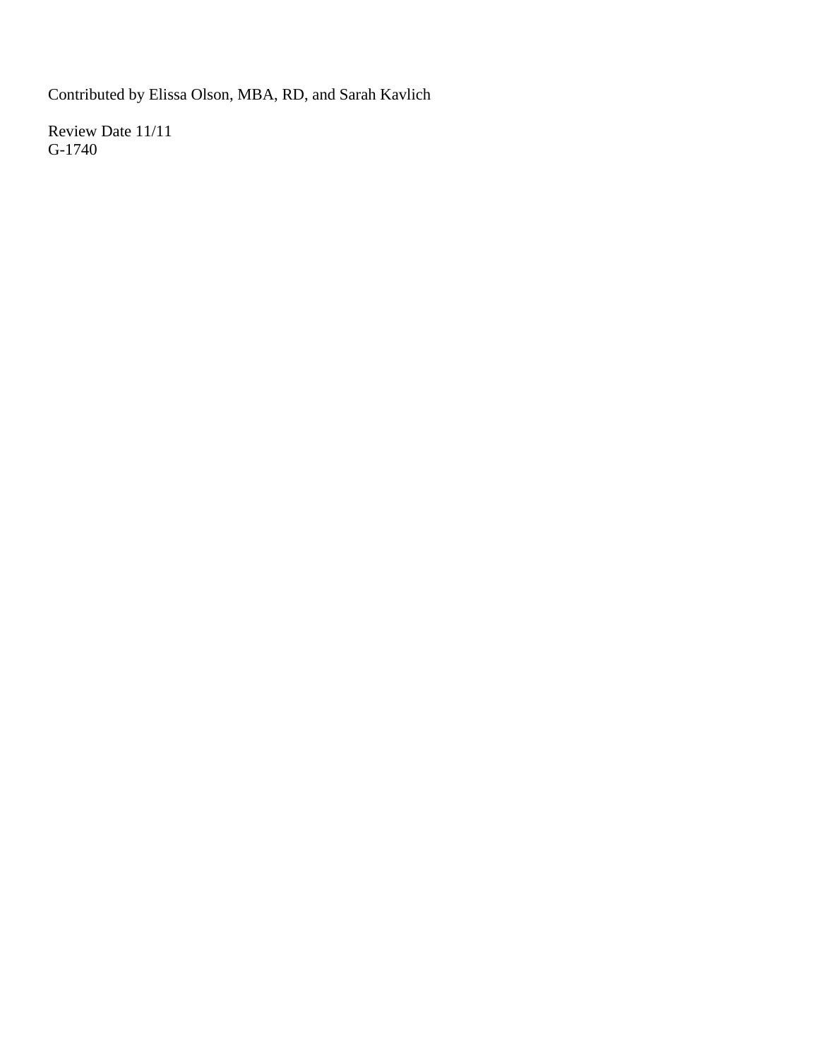Contributed by Elissa Olson, MBA, RD, and Sarah Kavlich

Review Date 11/11
G-1740